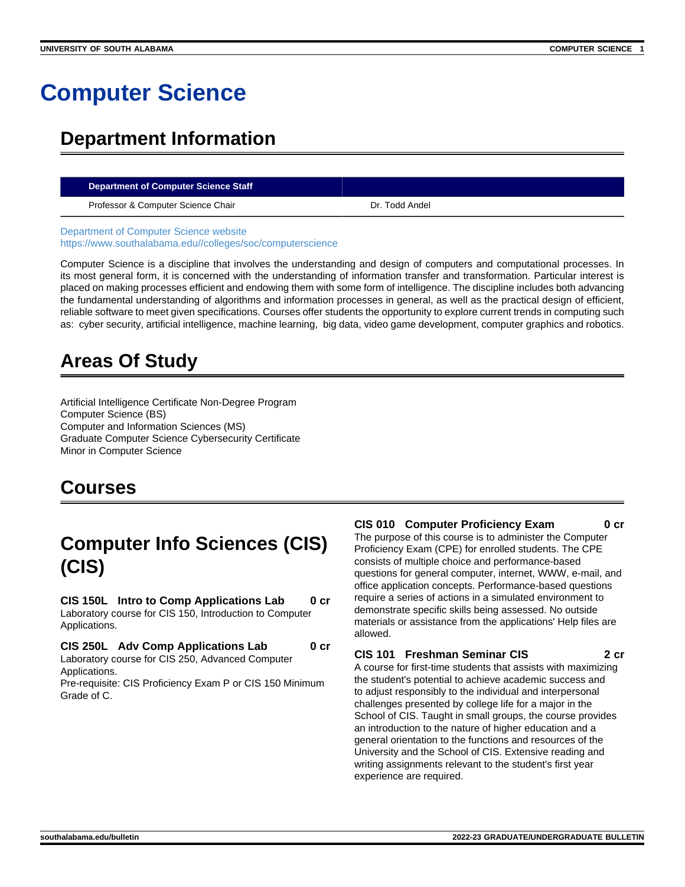# Computer Science

## Department Information

| Department of Computer Science Staff | |
|---|---|
| Professor & Computer Science Chair | Dr. Todd Andel |

Department of Computer Science website
https://www.southalabama.edu//colleges/soc/computerscience

Computer Science is a discipline that involves the understanding and design of computers and computational processes. In its most general form, it is concerned with the understanding of information transfer and transformation. Particular interest is placed on making processes efficient and endowing them with some form of intelligence. The discipline includes both advancing the fundamental understanding of algorithms and information processes in general, as well as the practical design of efficient, reliable software to meet given specifications. Courses offer students the opportunity to explore current trends in computing such as: cyber security, artificial intelligence, machine learning, big data, video game development, computer graphics and robotics.

## Areas Of Study

Artificial Intelligence Certificate Non-Degree Program
Computer Science (BS)
Computer and Information Sciences (MS)
Graduate Computer Science Cybersecurity Certificate
Minor in Computer Science

## Courses

## Computer Info Sciences (CIS) (CIS)

**CIS 150L Intro to Comp Applications Lab 0 cr**
Laboratory course for CIS 150, Introduction to Computer Applications.

**CIS 250L Adv Comp Applications Lab 0 cr**
Laboratory course for CIS 250, Advanced Computer Applications.
Pre-requisite: CIS Proficiency Exam P or CIS 150 Minimum Grade of C.

**CIS 010 Computer Proficiency Exam 0 cr**
The purpose of this course is to administer the Computer Proficiency Exam (CPE) for enrolled students. The CPE consists of multiple choice and performance-based questions for general computer, internet, WWW, e-mail, and office application concepts. Performance-based questions require a series of actions in a simulated environment to demonstrate specific skills being assessed. No outside materials or assistance from the applications' Help files are allowed.

**CIS 101 Freshman Seminar CIS 2 cr**
A course for first-time students that assists with maximizing the student's potential to achieve academic success and to adjust responsibly to the individual and interpersonal challenges presented by college life for a major in the School of CIS. Taught in small groups, the course provides an introduction to the nature of higher education and a general orientation to the functions and resources of the University and the School of CIS. Extensive reading and writing assignments relevant to the student's first year experience are required.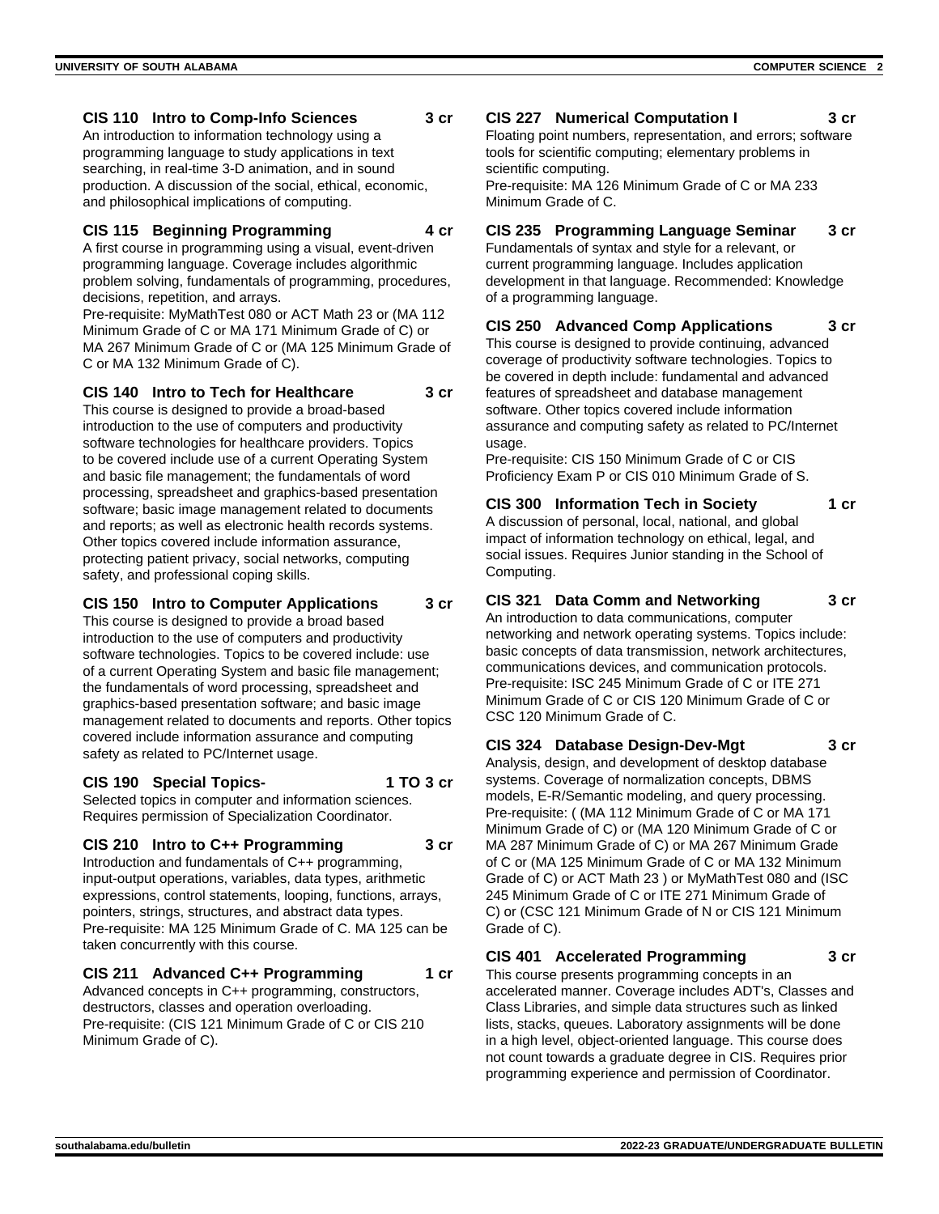### CIS 110 Intro to Comp-Info Sciences 3 cr

An introduction to information technology using a programming language to study applications in text searching, in real-time 3-D animation, and in sound production. A discussion of the social, ethical, economic, and philosophical implications of computing.

### CIS 115 Beginning Programming 4 cr

A first course in programming using a visual, event-driven programming language. Coverage includes algorithmic problem solving, fundamentals of programming, procedures, decisions, repetition, and arrays.
Pre-requisite: MyMathTest 080 or ACT Math 23 or (MA 112 Minimum Grade of C or MA 171 Minimum Grade of C) or MA 267 Minimum Grade of C or (MA 125 Minimum Grade of C or MA 132 Minimum Grade of C).

### CIS 140 Intro to Tech for Healthcare 3 cr

This course is designed to provide a broad-based introduction to the use of computers and productivity software technologies for healthcare providers. Topics to be covered include use of a current Operating System and basic file management; the fundamentals of word processing, spreadsheet and graphics-based presentation software; basic image management related to documents and reports; as well as electronic health records systems. Other topics covered include information assurance, protecting patient privacy, social networks, computing safety, and professional coping skills.

### CIS 150 Intro to Computer Applications 3 cr

This course is designed to provide a broad based introduction to the use of computers and productivity software technologies. Topics to be covered include: use of a current Operating System and basic file management; the fundamentals of word processing, spreadsheet and graphics-based presentation software; and basic image management related to documents and reports. Other topics covered include information assurance and computing safety as related to PC/Internet usage.

### CIS 190 Special Topics- 1 TO 3 cr

Selected topics in computer and information sciences. Requires permission of Specialization Coordinator.

### CIS 210 Intro to C++ Programming 3 cr

Introduction and fundamentals of C++ programming, input-output operations, variables, data types, arithmetic expressions, control statements, looping, functions, arrays, pointers, strings, structures, and abstract data types.
Pre-requisite: MA 125 Minimum Grade of C. MA 125 can be taken concurrently with this course.

### CIS 211 Advanced C++ Programming 1 cr

Advanced concepts in C++ programming, constructors, destructors, classes and operation overloading.
Pre-requisite: (CIS 121 Minimum Grade of C or CIS 210 Minimum Grade of C).

### CIS 227 Numerical Computation I 3 cr

Floating point numbers, representation, and errors; software tools for scientific computing; elementary problems in scientific computing.
Pre-requisite: MA 126 Minimum Grade of C or MA 233 Minimum Grade of C.

### CIS 235 Programming Language Seminar 3 cr

Fundamentals of syntax and style for a relevant, or current programming language. Includes application development in that language. Recommended: Knowledge of a programming language.

### CIS 250 Advanced Comp Applications 3 cr

This course is designed to provide continuing, advanced coverage of productivity software technologies. Topics to be covered in depth include: fundamental and advanced features of spreadsheet and database management software. Other topics covered include information assurance and computing safety as related to PC/Internet usage.
Pre-requisite: CIS 150 Minimum Grade of C or CIS Proficiency Exam P or CIS 010 Minimum Grade of S.

### CIS 300 Information Tech in Society 1 cr

A discussion of personal, local, national, and global impact of information technology on ethical, legal, and social issues. Requires Junior standing in the School of Computing.

### CIS 321 Data Comm and Networking 3 cr

An introduction to data communications, computer networking and network operating systems. Topics include: basic concepts of data transmission, network architectures, communications devices, and communication protocols.
Pre-requisite: ISC 245 Minimum Grade of C or ITE 271 Minimum Grade of C or CIS 120 Minimum Grade of C or CSC 120 Minimum Grade of C.

### CIS 324 Database Design-Dev-Mgt 3 cr

Analysis, design, and development of desktop database systems. Coverage of normalization concepts, DBMS models, E-R/Semantic modeling, and query processing.
Pre-requisite: ( (MA 112 Minimum Grade of C or MA 171 Minimum Grade of C) or (MA 120 Minimum Grade of C or MA 287 Minimum Grade of C) or MA 267 Minimum Grade of C or (MA 125 Minimum Grade of C or MA 132 Minimum Grade of C) or ACT Math 23 ) or MyMathTest 080 and (ISC 245 Minimum Grade of C or ITE 271 Minimum Grade of C) or (CSC 121 Minimum Grade of N or CIS 121 Minimum Grade of C).

### CIS 401 Accelerated Programming 3 cr

This course presents programming concepts in an accelerated manner. Coverage includes ADT's, Classes and Class Libraries, and simple data structures such as linked lists, stacks, queues. Laboratory assignments will be done in a high level, object-oriented language. This course does not count towards a graduate degree in CIS. Requires prior programming experience and permission of Coordinator.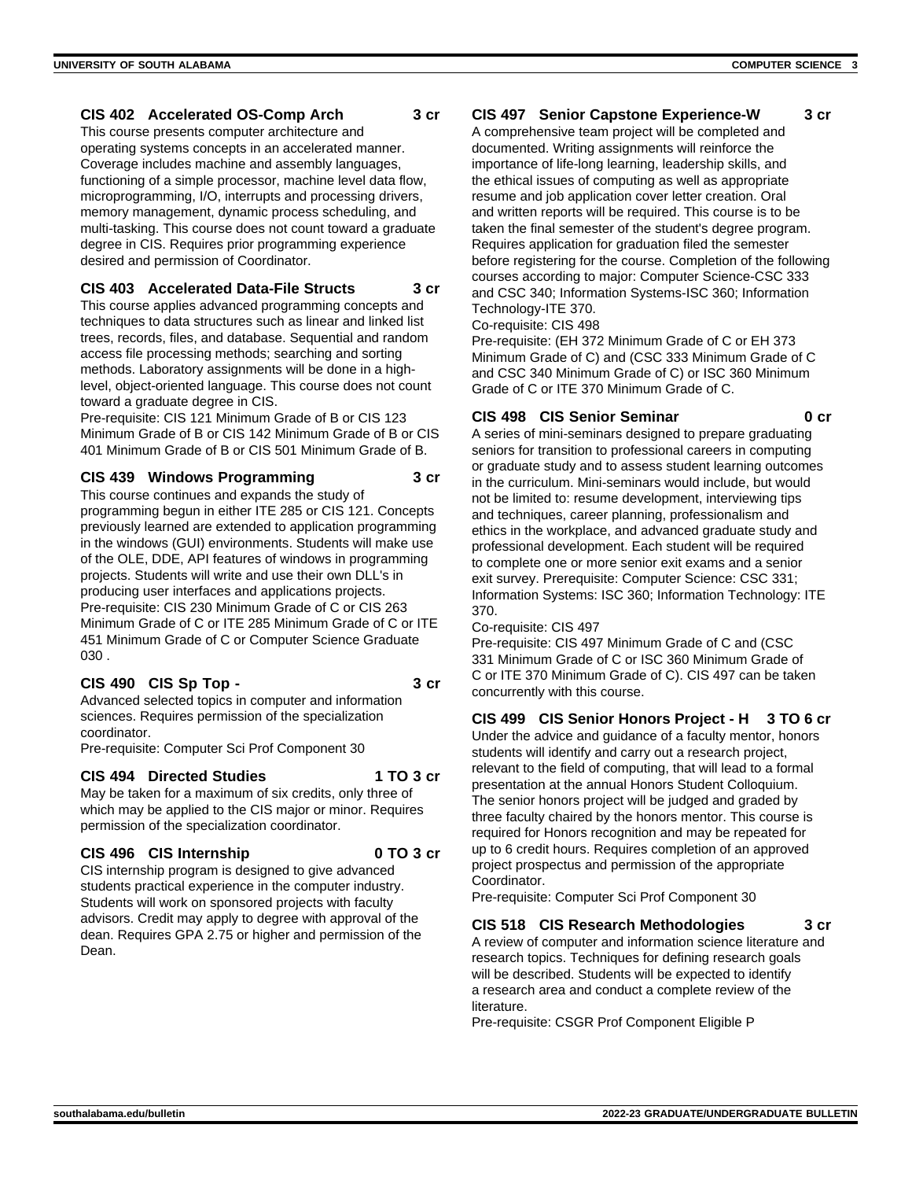### CIS 402 Accelerated OS-Comp Arch 3 cr

This course presents computer architecture and operating systems concepts in an accelerated manner. Coverage includes machine and assembly languages, functioning of a simple processor, machine level data flow, microprogramming, I/O, interrupts and processing drivers, memory management, dynamic process scheduling, and multi-tasking. This course does not count toward a graduate degree in CIS. Requires prior programming experience desired and permission of Coordinator.

### CIS 403 Accelerated Data-File Structs 3 cr

This course applies advanced programming concepts and techniques to data structures such as linear and linked list trees, records, files, and database. Sequential and random access file processing methods; searching and sorting methods. Laboratory assignments will be done in a high-level, object-oriented language. This course does not count toward a graduate degree in CIS.

Pre-requisite: CIS 121 Minimum Grade of B or CIS 123 Minimum Grade of B or CIS 142 Minimum Grade of B or CIS 401 Minimum Grade of B or CIS 501 Minimum Grade of B.

### CIS 439 Windows Programming 3 cr

This course continues and expands the study of programming begun in either ITE 285 or CIS 121. Concepts previously learned are extended to application programming in the windows (GUI) environments. Students will make use of the OLE, DDE, API features of windows in programming projects. Students will write and use their own DLL's in producing user interfaces and applications projects.

Pre-requisite: CIS 230 Minimum Grade of C or CIS 263 Minimum Grade of C or ITE 285 Minimum Grade of C or ITE 451 Minimum Grade of C or Computer Science Graduate 030 .

### CIS 490 CIS Sp Top - 3 cr

Advanced selected topics in computer and information sciences. Requires permission of the specialization coordinator.

Pre-requisite: Computer Sci Prof Component 30

### CIS 494 Directed Studies 1 TO 3 cr

May be taken for a maximum of six credits, only three of which may be applied to the CIS major or minor. Requires permission of the specialization coordinator.

### CIS 496 CIS Internship 0 TO 3 cr

CIS internship program is designed to give advanced students practical experience in the computer industry. Students will work on sponsored projects with faculty advisors. Credit may apply to degree with approval of the dean. Requires GPA 2.75 or higher and permission of the Dean.

### CIS 497 Senior Capstone Experience-W 3 cr

A comprehensive team project will be completed and documented. Writing assignments will reinforce the importance of life-long learning, leadership skills, and the ethical issues of computing as well as appropriate resume and job application cover letter creation. Oral and written reports will be required. This course is to be taken the final semester of the student's degree program. Requires application for graduation filed the semester before registering for the course. Completion of the following courses according to major: Computer Science-CSC 333 and CSC 340; Information Systems-ISC 360; Information Technology-ITE 370.

Co-requisite: CIS 498

Pre-requisite: (EH 372 Minimum Grade of C or EH 373 Minimum Grade of C) and (CSC 333 Minimum Grade of C and CSC 340 Minimum Grade of C) or ISC 360 Minimum Grade of C or ITE 370 Minimum Grade of C.

### CIS 498 CIS Senior Seminar 0 cr

A series of mini-seminars designed to prepare graduating seniors for transition to professional careers in computing or graduate study and to assess student learning outcomes in the curriculum. Mini-seminars would include, but would not be limited to: resume development, interviewing tips and techniques, career planning, professionalism and ethics in the workplace, and advanced graduate study and professional development. Each student will be required to complete one or more senior exit exams and a senior exit survey. Prerequisite: Computer Science: CSC 331; Information Systems: ISC 360; Information Technology: ITE 370.

Co-requisite: CIS 497

Pre-requisite: CIS 497 Minimum Grade of C and (CSC 331 Minimum Grade of C or ISC 360 Minimum Grade of C or ITE 370 Minimum Grade of C). CIS 497 can be taken concurrently with this course.

### CIS 499 CIS Senior Honors Project - H 3 TO 6 cr

Under the advice and guidance of a faculty mentor, honors students will identify and carry out a research project, relevant to the field of computing, that will lead to a formal presentation at the annual Honors Student Colloquium. The senior honors project will be judged and graded by three faculty chaired by the honors mentor. This course is required for Honors recognition and may be repeated for up to 6 credit hours. Requires completion of an approved project prospectus and permission of the appropriate Coordinator.

Pre-requisite: Computer Sci Prof Component 30

### CIS 518 CIS Research Methodologies 3 cr

A review of computer and information science literature and research topics. Techniques for defining research goals will be described. Students will be expected to identify a research area and conduct a complete review of the literature.

Pre-requisite: CSGR Prof Component Eligible P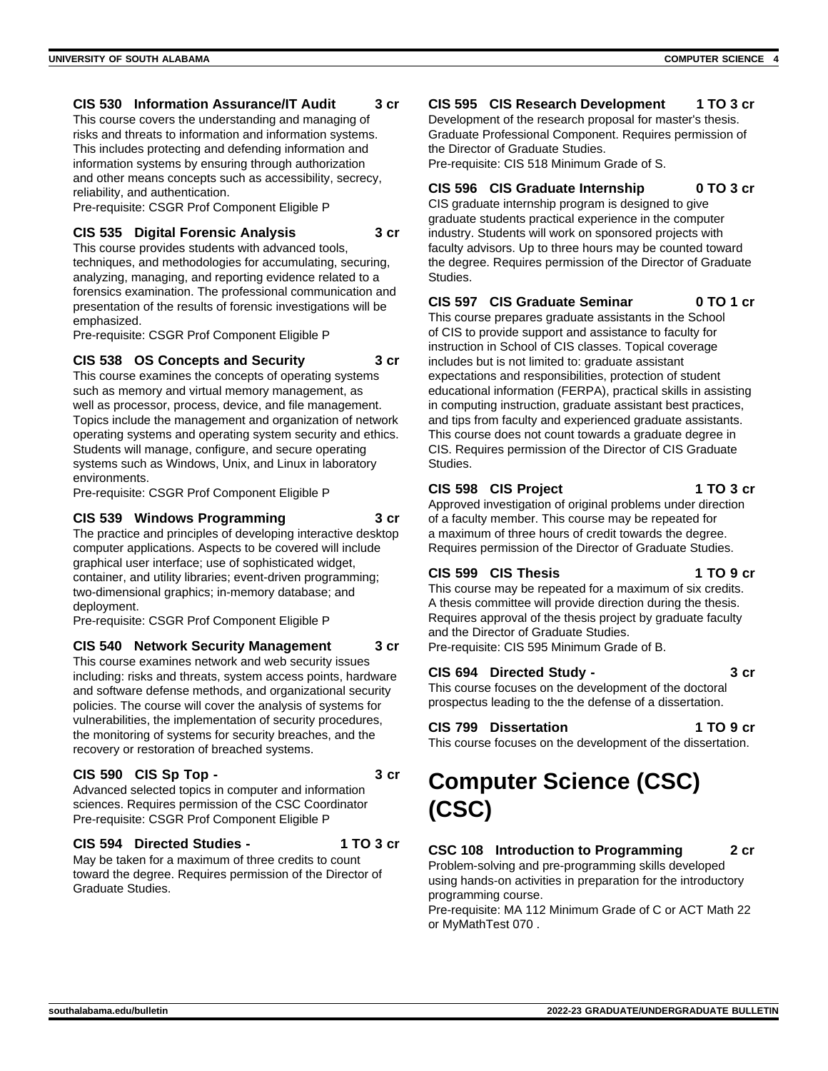**CIS 530 Information Assurance/IT Audit 3 cr**

This course covers the understanding and managing of risks and threats to information and information systems. This includes protecting and defending information and information systems by ensuring through authorization and other means concepts such as accessibility, secrecy, reliability, and authentication.
Pre-requisite: CSGR Prof Component Eligible P

**CIS 535 Digital Forensic Analysis 3 cr**

This course provides students with advanced tools, techniques, and methodologies for accumulating, securing, analyzing, managing, and reporting evidence related to a forensics examination. The professional communication and presentation of the results of forensic investigations will be emphasized.
Pre-requisite: CSGR Prof Component Eligible P

**CIS 538 OS Concepts and Security 3 cr**

This course examines the concepts of operating systems such as memory and virtual memory management, as well as processor, process, device, and file management. Topics include the management and organization of network operating systems and operating system security and ethics. Students will manage, configure, and secure operating systems such as Windows, Unix, and Linux in laboratory environments.
Pre-requisite: CSGR Prof Component Eligible P

**CIS 539 Windows Programming 3 cr**

The practice and principles of developing interactive desktop computer applications. Aspects to be covered will include graphical user interface; use of sophisticated widget, container, and utility libraries; event-driven programming; two-dimensional graphics; in-memory database; and deployment.
Pre-requisite: CSGR Prof Component Eligible P

**CIS 540 Network Security Management 3 cr**

This course examines network and web security issues including: risks and threats, system access points, hardware and software defense methods, and organizational security policies. The course will cover the analysis of systems for vulnerabilities, the implementation of security procedures, the monitoring of systems for security breaches, and the recovery or restoration of breached systems.

**CIS 590 CIS Sp Top - 3 cr**

Advanced selected topics in computer and information sciences. Requires permission of the CSC Coordinator
Pre-requisite: CSGR Prof Component Eligible P

**CIS 594 Directed Studies - 1 TO 3 cr**

May be taken for a maximum of three credits to count toward the degree. Requires permission of the Director of Graduate Studies.

**CIS 595 CIS Research Development 1 TO 3 cr**

Development of the research proposal for master's thesis. Graduate Professional Component. Requires permission of the Director of Graduate Studies.
Pre-requisite: CIS 518 Minimum Grade of S.

**CIS 596 CIS Graduate Internship 0 TO 3 cr**

CIS graduate internship program is designed to give graduate students practical experience in the computer industry. Students will work on sponsored projects with faculty advisors. Up to three hours may be counted toward the degree. Requires permission of the Director of Graduate Studies.

**CIS 597 CIS Graduate Seminar 0 TO 1 cr**

This course prepares graduate assistants in the School of CIS to provide support and assistance to faculty for instruction in School of CIS classes. Topical coverage includes but is not limited to: graduate assistant expectations and responsibilities, protection of student educational information (FERPA), practical skills in assisting in computing instruction, graduate assistant best practices, and tips from faculty and experienced graduate assistants. This course does not count towards a graduate degree in CIS. Requires permission of the Director of CIS Graduate Studies.

**CIS 598 CIS Project 1 TO 3 cr**

Approved investigation of original problems under direction of a faculty member. This course may be repeated for a maximum of three hours of credit towards the degree. Requires permission of the Director of Graduate Studies.

**CIS 599 CIS Thesis 1 TO 9 cr**

This course may be repeated for a maximum of six credits. A thesis committee will provide direction during the thesis. Requires approval of the thesis project by graduate faculty and the Director of Graduate Studies.
Pre-requisite: CIS 595 Minimum Grade of B.

**CIS 694 Directed Study - 3 cr**

This course focuses on the development of the doctoral prospectus leading to the defense of a dissertation.

**CIS 799 Dissertation 1 TO 9 cr**

This course focuses on the development of the dissertation.

# Computer Science (CSC) (CSC)

**CSC 108 Introduction to Programming 2 cr**

Problem-solving and pre-programming skills developed using hands-on activities in preparation for the introductory programming course.
Pre-requisite: MA 112 Minimum Grade of C or ACT Math 22 or MyMathTest 070 .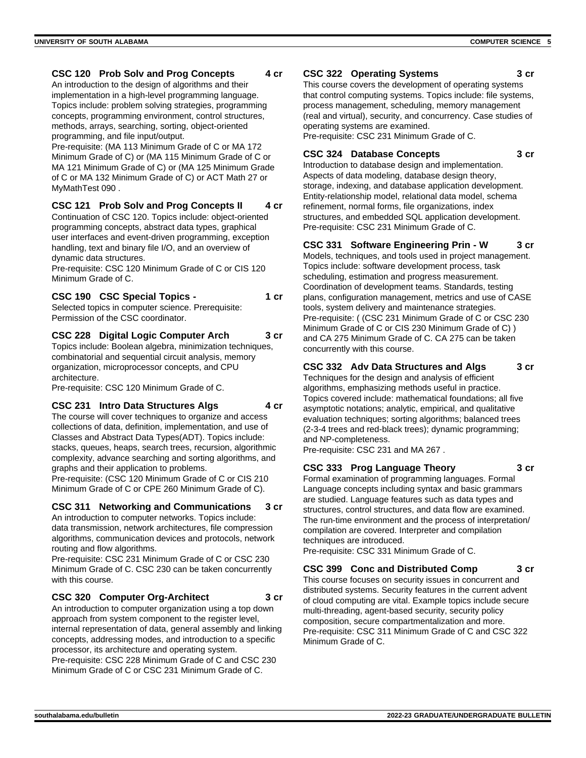### CSC 120 Prob Solv and Prog Concepts 4 cr

An introduction to the design of algorithms and their implementation in a high-level programming language. Topics include: problem solving strategies, programming concepts, programming environment, control structures, methods, arrays, searching, sorting, object-oriented programming, and file input/output.
Pre-requisite: (MA 113 Minimum Grade of C or MA 172 Minimum Grade of C) or (MA 115 Minimum Grade of C or MA 121 Minimum Grade of C) or (MA 125 Minimum Grade of C or MA 132 Minimum Grade of C) or ACT Math 27 or MyMathTest 090 .

### CSC 121 Prob Solv and Prog Concepts II 4 cr

Continuation of CSC 120. Topics include: object-oriented programming concepts, abstract data types, graphical user interfaces and event-driven programming, exception handling, text and binary file I/O, and an overview of dynamic data structures.
Pre-requisite: CSC 120 Minimum Grade of C or CIS 120 Minimum Grade of C.

### CSC 190 CSC Special Topics - 1 cr

Selected topics in computer science. Prerequisite: Permission of the CSC coordinator.

### CSC 228 Digital Logic Computer Arch 3 cr

Topics include: Boolean algebra, minimization techniques, combinatorial and sequential circuit analysis, memory organization, microprocessor concepts, and CPU architecture.
Pre-requisite: CSC 120 Minimum Grade of C.

### CSC 231 Intro Data Structures Algs 4 cr

The course will cover techniques to organize and access collections of data, definition, implementation, and use of Classes and Abstract Data Types(ADT). Topics include: stacks, queues, heaps, search trees, recursion, algorithmic complexity, advance searching and sorting algorithms, and graphs and their application to problems.
Pre-requisite: (CSC 120 Minimum Grade of C or CIS 210 Minimum Grade of C or CPE 260 Minimum Grade of C).

### CSC 311 Networking and Communications 3 cr

An introduction to computer networks. Topics include: data transmission, network architectures, file compression algorithms, communication devices and protocols, network routing and flow algorithms.
Pre-requisite: CSC 231 Minimum Grade of C or CSC 230 Minimum Grade of C. CSC 230 can be taken concurrently with this course.

### CSC 320 Computer Org-Architect 3 cr

An introduction to computer organization using a top down approach from system component to the register level, internal representation of data, general assembly and linking concepts, addressing modes, and introduction to a specific processor, its architecture and operating system.
Pre-requisite: CSC 228 Minimum Grade of C and CSC 230 Minimum Grade of C or CSC 231 Minimum Grade of C.

### CSC 322 Operating Systems 3 cr

This course covers the development of operating systems that control computing systems. Topics include: file systems, process management, scheduling, memory management (real and virtual), security, and concurrency. Case studies of operating systems are examined.
Pre-requisite: CSC 231 Minimum Grade of C.

### CSC 324 Database Concepts 3 cr

Introduction to database design and implementation. Aspects of data modeling, database design theory, storage, indexing, and database application development. Entity-relationship model, relational data model, schema refinement, normal forms, file organizations, index structures, and embedded SQL application development.
Pre-requisite: CSC 231 Minimum Grade of C.

### CSC 331 Software Engineering Prin - W 3 cr

Models, techniques, and tools used in project management. Topics include: software development process, task scheduling, estimation and progress measurement. Coordination of development teams. Standards, testing plans, configuration management, metrics and use of CASE tools, system delivery and maintenance strategies.
Pre-requisite: ( (CSC 231 Minimum Grade of C or CSC 230 Minimum Grade of C or CIS 230 Minimum Grade of C) ) and CA 275 Minimum Grade of C. CA 275 can be taken concurrently with this course.

### CSC 332 Adv Data Structures and Algs 3 cr

Techniques for the design and analysis of efficient algorithms, emphasizing methods useful in practice. Topics covered include: mathematical foundations; all five asymptotic notations; analytic, empirical, and qualitative evaluation techniques; sorting algorithms; balanced trees (2-3-4 trees and red-black trees); dynamic programming; and NP-completeness.
Pre-requisite: CSC 231 and MA 267 .

### CSC 333 Prog Language Theory 3 cr

Formal examination of programming languages. Formal Language concepts including syntax and basic grammars are studied. Language features such as data types and structures, control structures, and data flow are examined. The run-time environment and the process of interpretation/ compilation are covered. Interpreter and compilation techniques are introduced.
Pre-requisite: CSC 331 Minimum Grade of C.

### CSC 399 Conc and Distributed Comp 3 cr

This course focuses on security issues in concurrent and distributed systems. Security features in the current advent of cloud computing are vital. Example topics include secure multi-threading, agent-based security, security policy composition, secure compartmentalization and more.
Pre-requisite: CSC 311 Minimum Grade of C and CSC 322 Minimum Grade of C.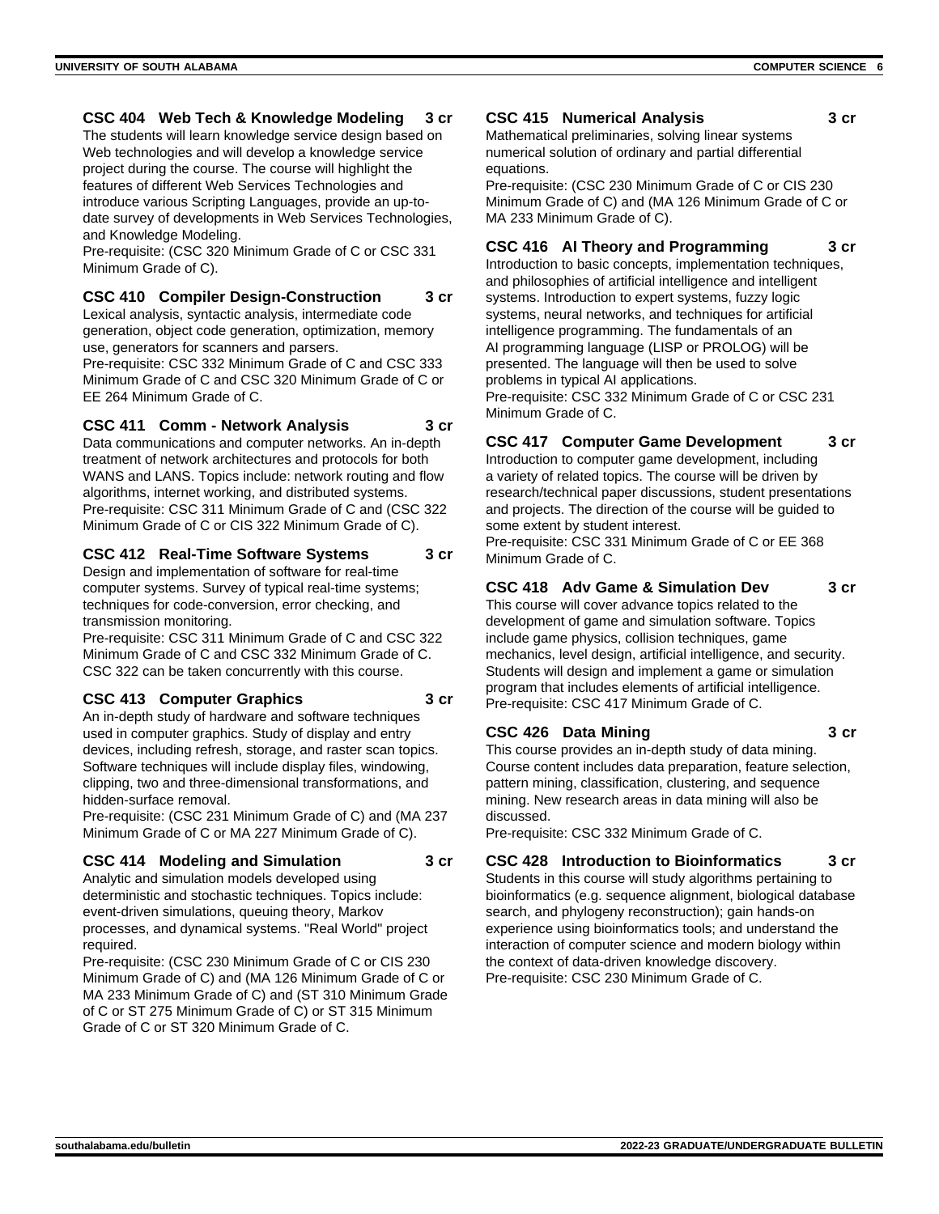### CSC 404 Web Tech & Knowledge Modeling 3 cr

The students will learn knowledge service design based on Web technologies and will develop a knowledge service project during the course. The course will highlight the features of different Web Services Technologies and introduce various Scripting Languages, provide an up-to-date survey of developments in Web Services Technologies, and Knowledge Modeling.
Pre-requisite: (CSC 320 Minimum Grade of C or CSC 331 Minimum Grade of C).

### CSC 410 Compiler Design-Construction 3 cr

Lexical analysis, syntactic analysis, intermediate code generation, object code generation, optimization, memory use, generators for scanners and parsers.
Pre-requisite: CSC 332 Minimum Grade of C and CSC 333 Minimum Grade of C and CSC 320 Minimum Grade of C or EE 264 Minimum Grade of C.

### CSC 411 Comm - Network Analysis 3 cr

Data communications and computer networks. An in-depth treatment of network architectures and protocols for both WANS and LANS. Topics include: network routing and flow algorithms, internet working, and distributed systems.
Pre-requisite: CSC 311 Minimum Grade of C and (CSC 322 Minimum Grade of C or CIS 322 Minimum Grade of C).

### CSC 412 Real-Time Software Systems 3 cr

Design and implementation of software for real-time computer systems. Survey of typical real-time systems; techniques for code-conversion, error checking, and transmission monitoring.
Pre-requisite: CSC 311 Minimum Grade of C and CSC 322 Minimum Grade of C and CSC 332 Minimum Grade of C. CSC 322 can be taken concurrently with this course.

### CSC 413 Computer Graphics 3 cr

An in-depth study of hardware and software techniques used in computer graphics. Study of display and entry devices, including refresh, storage, and raster scan topics. Software techniques will include display files, windowing, clipping, two and three-dimensional transformations, and hidden-surface removal.
Pre-requisite: (CSC 231 Minimum Grade of C) and (MA 237 Minimum Grade of C or MA 227 Minimum Grade of C).

### CSC 414 Modeling and Simulation 3 cr

Analytic and simulation models developed using deterministic and stochastic techniques. Topics include: event-driven simulations, queuing theory, Markov processes, and dynamical systems. "Real World" project required.
Pre-requisite: (CSC 230 Minimum Grade of C or CIS 230 Minimum Grade of C) and (MA 126 Minimum Grade of C or MA 233 Minimum Grade of C) and (ST 310 Minimum Grade of C or ST 275 Minimum Grade of C) or ST 315 Minimum Grade of C or ST 320 Minimum Grade of C.

### CSC 415 Numerical Analysis 3 cr

Mathematical preliminaries, solving linear systems numerical solution of ordinary and partial differential equations.
Pre-requisite: (CSC 230 Minimum Grade of C or CIS 230 Minimum Grade of C) and (MA 126 Minimum Grade of C or MA 233 Minimum Grade of C).

### CSC 416 AI Theory and Programming 3 cr

Introduction to basic concepts, implementation techniques, and philosophies of artificial intelligence and intelligent systems. Introduction to expert systems, fuzzy logic systems, neural networks, and techniques for artificial intelligence programming. The fundamentals of an AI programming language (LISP or PROLOG) will be presented. The language will then be used to solve problems in typical AI applications.
Pre-requisite: CSC 332 Minimum Grade of C or CSC 231 Minimum Grade of C.

### CSC 417 Computer Game Development 3 cr

Introduction to computer game development, including a variety of related topics. The course will be driven by research/technical paper discussions, student presentations and projects. The direction of the course will be guided to some extent by student interest.
Pre-requisite: CSC 331 Minimum Grade of C or EE 368 Minimum Grade of C.

### CSC 418 Adv Game & Simulation Dev 3 cr

This course will cover advance topics related to the development of game and simulation software. Topics include game physics, collision techniques, game mechanics, level design, artificial intelligence, and security. Students will design and implement a game or simulation program that includes elements of artificial intelligence.
Pre-requisite: CSC 417 Minimum Grade of C.

### CSC 426 Data Mining 3 cr

This course provides an in-depth study of data mining. Course content includes data preparation, feature selection, pattern mining, classification, clustering, and sequence mining. New research areas in data mining will also be discussed.
Pre-requisite: CSC 332 Minimum Grade of C.

### CSC 428 Introduction to Bioinformatics 3 cr

Students in this course will study algorithms pertaining to bioinformatics (e.g. sequence alignment, biological database search, and phylogeny reconstruction); gain hands-on experience using bioinformatics tools; and understand the interaction of computer science and modern biology within the context of data-driven knowledge discovery.
Pre-requisite: CSC 230 Minimum Grade of C.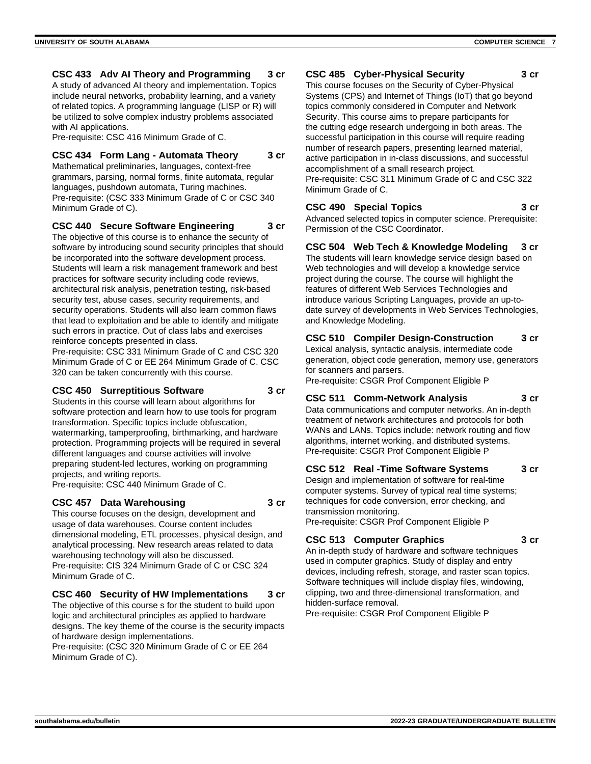### CSC 433 Adv AI Theory and Programming 3 cr

A study of advanced AI theory and implementation. Topics include neural networks, probability learning, and a variety of related topics. A programming language (LISP or R) will be utilized to solve complex industry problems associated with AI applications.
Pre-requisite: CSC 416 Minimum Grade of C.

### CSC 434 Form Lang - Automata Theory 3 cr

Mathematical preliminaries, languages, context-free grammars, parsing, normal forms, finite automata, regular languages, pushdown automata, Turing machines.
Pre-requisite: (CSC 333 Minimum Grade of C or CSC 340 Minimum Grade of C).

### CSC 440 Secure Software Engineering 3 cr

The objective of this course is to enhance the security of software by introducing sound security principles that should be incorporated into the software development process. Students will learn a risk management framework and best practices for software security including code reviews, architectural risk analysis, penetration testing, risk-based security test, abuse cases, security requirements, and security operations. Students will also learn common flaws that lead to exploitation and be able to identify and mitigate such errors in practice. Out of class labs and exercises reinforce concepts presented in class.
Pre-requisite: CSC 331 Minimum Grade of C and CSC 320 Minimum Grade of C or EE 264 Minimum Grade of C. CSC 320 can be taken concurrently with this course.

### CSC 450 Surreptitious Software 3 cr

Students in this course will learn about algorithms for software protection and learn how to use tools for program transformation. Specific topics include obfuscation, watermarking, tamperproofing, birthmarking, and hardware protection. Programming projects will be required in several different languages and course activities will involve preparing student-led lectures, working on programming projects, and writing reports.
Pre-requisite: CSC 440 Minimum Grade of C.

### CSC 457 Data Warehousing 3 cr

This course focuses on the design, development and usage of data warehouses. Course content includes dimensional modeling, ETL processes, physical design, and analytical processing. New research areas related to data warehousing technology will also be discussed.
Pre-requisite: CIS 324 Minimum Grade of C or CSC 324 Minimum Grade of C.

### CSC 460 Security of HW Implementations 3 cr

The objective of this course s for the student to build upon logic and architectural principles as applied to hardware designs. The key theme of the course is the security impacts of hardware design implementations.
Pre-requisite: (CSC 320 Minimum Grade of C or EE 264 Minimum Grade of C).

### CSC 485 Cyber-Physical Security 3 cr

This course focuses on the Security of Cyber-Physical Systems (CPS) and Internet of Things (IoT) that go beyond topics commonly considered in Computer and Network Security. This course aims to prepare participants for the cutting edge research undergoing in both areas. The successful participation in this course will require reading number of research papers, presenting learned material, active participation in in-class discussions, and successful accomplishment of a small research project.
Pre-requisite: CSC 311 Minimum Grade of C and CSC 322 Minimum Grade of C.

### CSC 490 Special Topics 3 cr

Advanced selected topics in computer science. Prerequisite: Permission of the CSC Coordinator.

### CSC 504 Web Tech & Knowledge Modeling 3 cr

The students will learn knowledge service design based on Web technologies and will develop a knowledge service project during the course. The course will highlight the features of different Web Services Technologies and introduce various Scripting Languages, provide an up-to-date survey of developments in Web Services Technologies, and Knowledge Modeling.

### CSC 510 Compiler Design-Construction 3 cr

Lexical analysis, syntactic analysis, intermediate code generation, object code generation, memory use, generators for scanners and parsers.
Pre-requisite: CSGR Prof Component Eligible P

### CSC 511 Comm-Network Analysis 3 cr

Data communications and computer networks. An in-depth treatment of network architectures and protocols for both WANs and LANs. Topics include: network routing and flow algorithms, internet working, and distributed systems.
Pre-requisite: CSGR Prof Component Eligible P

### CSC 512 Real -Time Software Systems 3 cr

Design and implementation of software for real-time computer systems. Survey of typical real time systems; techniques for code conversion, error checking, and transmission monitoring.
Pre-requisite: CSGR Prof Component Eligible P

### CSC 513 Computer Graphics 3 cr

An in-depth study of hardware and software techniques used in computer graphics. Study of display and entry devices, including refresh, storage, and raster scan topics. Software techniques will include display files, windowing, clipping, two and three-dimensional transformation, and hidden-surface removal.
Pre-requisite: CSGR Prof Component Eligible P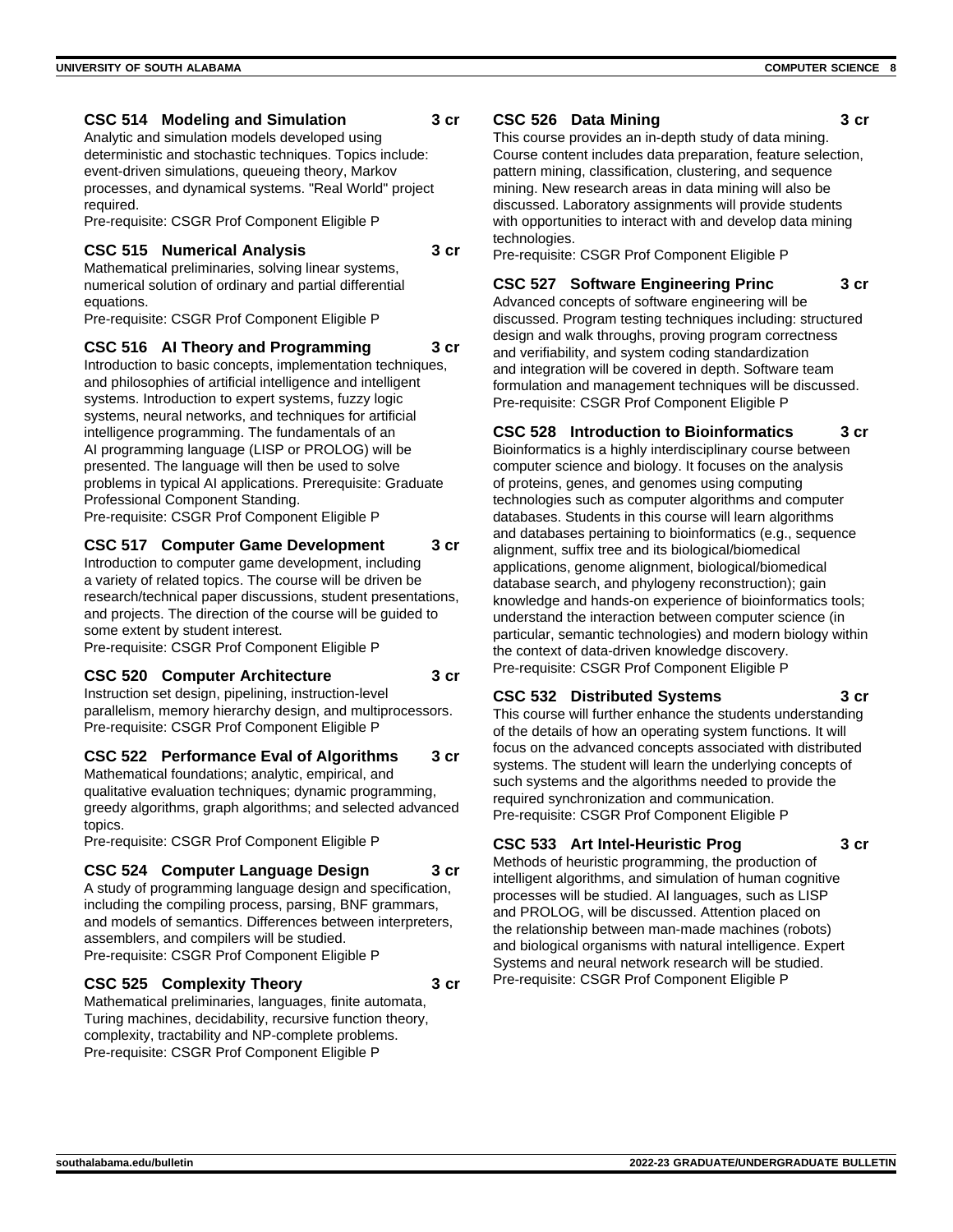### CSC 514 Modeling and Simulation 3 cr

Analytic and simulation models developed using deterministic and stochastic techniques. Topics include: event-driven simulations, queueing theory, Markov processes, and dynamical systems. "Real World" project required.
Pre-requisite: CSGR Prof Component Eligible P

### CSC 515 Numerical Analysis 3 cr

Mathematical preliminaries, solving linear systems, numerical solution of ordinary and partial differential equations.
Pre-requisite: CSGR Prof Component Eligible P

### CSC 516 AI Theory and Programming 3 cr

Introduction to basic concepts, implementation techniques, and philosophies of artificial intelligence and intelligent systems. Introduction to expert systems, fuzzy logic systems, neural networks, and techniques for artificial intelligence programming. The fundamentals of an AI programming language (LISP or PROLOG) will be presented. The language will then be used to solve problems in typical AI applications. Prerequisite: Graduate Professional Component Standing.
Pre-requisite: CSGR Prof Component Eligible P

### CSC 517 Computer Game Development 3 cr

Introduction to computer game development, including a variety of related topics. The course will be driven be research/technical paper discussions, student presentations, and projects. The direction of the course will be guided to some extent by student interest.
Pre-requisite: CSGR Prof Component Eligible P

### CSC 520 Computer Architecture 3 cr

Instruction set design, pipelining, instruction-level parallelism, memory hierarchy design, and multiprocessors.
Pre-requisite: CSGR Prof Component Eligible P

### CSC 522 Performance Eval of Algorithms 3 cr

Mathematical foundations; analytic, empirical, and qualitative evaluation techniques; dynamic programming, greedy algorithms, graph algorithms; and selected advanced topics.
Pre-requisite: CSGR Prof Component Eligible P

### CSC 524 Computer Language Design 3 cr

A study of programming language design and specification, including the compiling process, parsing, BNF grammars, and models of semantics. Differences between interpreters, assemblers, and compilers will be studied.
Pre-requisite: CSGR Prof Component Eligible P

### CSC 525 Complexity Theory 3 cr

Mathematical preliminaries, languages, finite automata, Turing machines, decidability, recursive function theory, complexity, tractability and NP-complete problems.
Pre-requisite: CSGR Prof Component Eligible P

### CSC 526 Data Mining 3 cr

This course provides an in-depth study of data mining. Course content includes data preparation, feature selection, pattern mining, classification, clustering, and sequence mining. New research areas in data mining will also be discussed. Laboratory assignments will provide students with opportunities to interact with and develop data mining technologies.
Pre-requisite: CSGR Prof Component Eligible P

### CSC 527 Software Engineering Princ 3 cr

Advanced concepts of software engineering will be discussed. Program testing techniques including: structured design and walk throughs, proving program correctness and verifiability, and system coding standardization and integration will be covered in depth. Software team formulation and management techniques will be discussed.
Pre-requisite: CSGR Prof Component Eligible P

### CSC 528 Introduction to Bioinformatics 3 cr

Bioinformatics is a highly interdisciplinary course between computer science and biology. It focuses on the analysis of proteins, genes, and genomes using computing technologies such as computer algorithms and computer databases. Students in this course will learn algorithms and databases pertaining to bioinformatics (e.g., sequence alignment, suffix tree and its biological/biomedical applications, genome alignment, biological/biomedical database search, and phylogeny reconstruction); gain knowledge and hands-on experience of bioinformatics tools; understand the interaction between computer science (in particular, semantic technologies) and modern biology within the context of data-driven knowledge discovery.
Pre-requisite: CSGR Prof Component Eligible P

### CSC 532 Distributed Systems 3 cr

This course will further enhance the students understanding of the details of how an operating system functions. It will focus on the advanced concepts associated with distributed systems. The student will learn the underlying concepts of such systems and the algorithms needed to provide the required synchronization and communication.
Pre-requisite: CSGR Prof Component Eligible P

### CSC 533 Art Intel-Heuristic Prog 3 cr

Methods of heuristic programming, the production of intelligent algorithms, and simulation of human cognitive processes will be studied. AI languages, such as LISP and PROLOG, will be discussed. Attention placed on the relationship between man-made machines (robots) and biological organisms with natural intelligence. Expert Systems and neural network research will be studied.
Pre-requisite: CSGR Prof Component Eligible P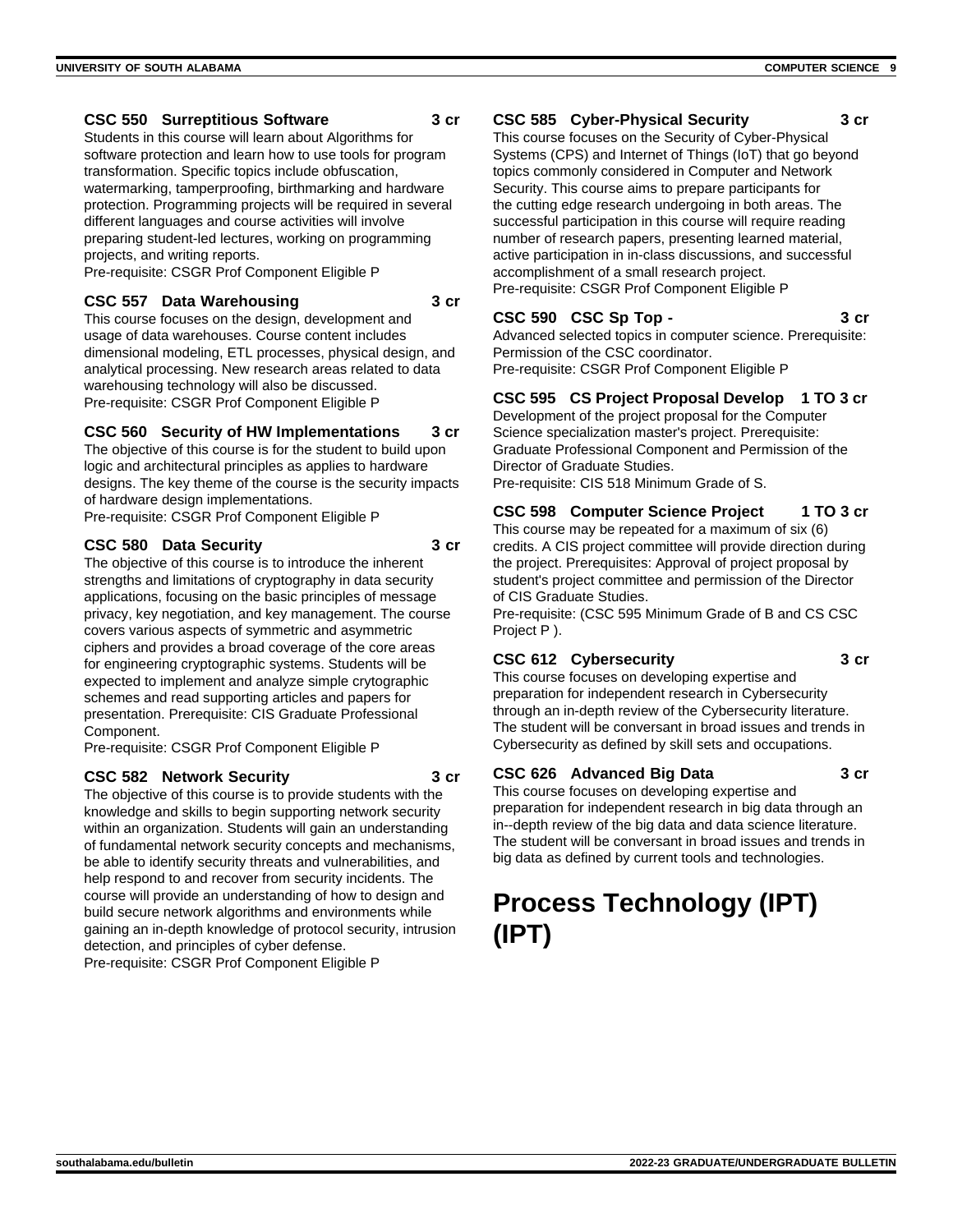### CSC 550 Surreptitious Software 3 cr

Students in this course will learn about Algorithms for software protection and learn how to use tools for program transformation. Specific topics include obfuscation, watermarking, tamperproofing, birthmarking and hardware protection. Programming projects will be required in several different languages and course activities will involve preparing student-led lectures, working on programming projects, and writing reports.
Pre-requisite: CSGR Prof Component Eligible P

### CSC 557 Data Warehousing 3 cr

This course focuses on the design, development and usage of data warehouses. Course content includes dimensional modeling, ETL processes, physical design, and analytical processing. New research areas related to data warehousing technology will also be discussed.
Pre-requisite: CSGR Prof Component Eligible P

### CSC 560 Security of HW Implementations 3 cr

The objective of this course is for the student to build upon logic and architectural principles as applies to hardware designs. The key theme of the course is the security impacts of hardware design implementations.
Pre-requisite: CSGR Prof Component Eligible P

### CSC 580 Data Security 3 cr

The objective of this course is to introduce the inherent strengths and limitations of cryptography in data security applications, focusing on the basic principles of message privacy, key negotiation, and key management. The course covers various aspects of symmetric and asymmetric ciphers and provides a broad coverage of the core areas for engineering cryptographic systems. Students will be expected to implement and analyze simple crytographic schemes and read supporting articles and papers for presentation. Prerequisite: CIS Graduate Professional Component.
Pre-requisite: CSGR Prof Component Eligible P

### CSC 582 Network Security 3 cr

The objective of this course is to provide students with the knowledge and skills to begin supporting network security within an organization. Students will gain an understanding of fundamental network security concepts and mechanisms, be able to identify security threats and vulnerabilities, and help respond to and recover from security incidents. The course will provide an understanding of how to design and build secure network algorithms and environments while gaining an in-depth knowledge of protocol security, intrusion detection, and principles of cyber defense.
Pre-requisite: CSGR Prof Component Eligible P

### CSC 585 Cyber-Physical Security 3 cr

This course focuses on the Security of Cyber-Physical Systems (CPS) and Internet of Things (IoT) that go beyond topics commonly considered in Computer and Network Security. This course aims to prepare participants for the cutting edge research undergoing in both areas. The successful participation in this course will require reading number of research papers, presenting learned material, active participation in in-class discussions, and successful accomplishment of a small research project.
Pre-requisite: CSGR Prof Component Eligible P

### CSC 590 CSC Sp Top - 3 cr

Advanced selected topics in computer science. Prerequisite: Permission of the CSC coordinator.
Pre-requisite: CSGR Prof Component Eligible P

### CSC 595 CS Project Proposal Develop 1 TO 3 cr

Development of the project proposal for the Computer Science specialization master's project. Prerequisite: Graduate Professional Component and Permission of the Director of Graduate Studies.
Pre-requisite: CIS 518 Minimum Grade of S.

### CSC 598 Computer Science Project 1 TO 3 cr

This course may be repeated for a maximum of six (6) credits. A CIS project committee will provide direction during the project. Prerequisites: Approval of project proposal by student's project committee and permission of the Director of CIS Graduate Studies.
Pre-requisite: (CSC 595 Minimum Grade of B and CS CSC Project P ).

### CSC 612 Cybersecurity 3 cr

This course focuses on developing expertise and preparation for independent research in Cybersecurity through an in-depth review of the Cybersecurity literature. The student will be conversant in broad issues and trends in Cybersecurity as defined by skill sets and occupations.

### CSC 626 Advanced Big Data 3 cr

This course focuses on developing expertise and preparation for independent research in big data through an in--depth review of the big data and data science literature. The student will be conversant in broad issues and trends in big data as defined by current tools and technologies.

# Process Technology (IPT) (IPT)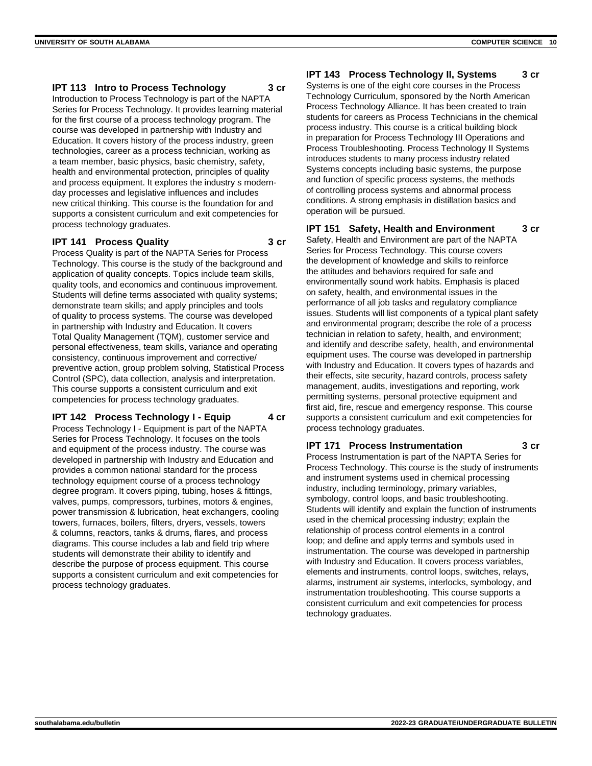### IPT 113 Intro to Process Technology 3 cr

Introduction to Process Technology is part of the NAPTA Series for Process Technology. It provides learning material for the first course of a process technology program. The course was developed in partnership with Industry and Education. It covers history of the process industry, green technologies, career as a process technician, working as a team member, basic physics, basic chemistry, safety, health and environmental protection, principles of quality and process equipment. It explores the industry s modern-day processes and legislative influences and includes new critical thinking. This course is the foundation for and supports a consistent curriculum and exit competencies for process technology graduates.

### IPT 141 Process Quality 3 cr

Process Quality is part of the NAPTA Series for Process Technology. This course is the study of the background and application of quality concepts. Topics include team skills, quality tools, and economics and continuous improvement. Students will define terms associated with quality systems; demonstrate team skills; and apply principles and tools of quality to process systems. The course was developed in partnership with Industry and Education. It covers Total Quality Management (TQM), customer service and personal effectiveness, team skills, variance and operating consistency, continuous improvement and corrective/preventive action, group problem solving, Statistical Process Control (SPC), data collection, analysis and interpretation. This course supports a consistent curriculum and exit competencies for process technology graduates.

### IPT 142 Process Technology I - Equip 4 cr

Process Technology I - Equipment is part of the NAPTA Series for Process Technology. It focuses on the tools and equipment of the process industry. The course was developed in partnership with Industry and Education and provides a common national standard for the process technology equipment course of a process technology degree program. It covers piping, tubing, hoses & fittings, valves, pumps, compressors, turbines, motors & engines, power transmission & lubrication, heat exchangers, cooling towers, furnaces, boilers, filters, dryers, vessels, towers & columns, reactors, tanks & drums, flares, and process diagrams. This course includes a lab and field trip where students will demonstrate their ability to identify and describe the purpose of process equipment. This course supports a consistent curriculum and exit competencies for process technology graduates.

### IPT 143 Process Technology II, Systems 3 cr

Systems is one of the eight core courses in the Process Technology Curriculum, sponsored by the North American Process Technology Alliance. It has been created to train students for careers as Process Technicians in the chemical process industry. This course is a critical building block in preparation for Process Technology III Operations and Process Troubleshooting. Process Technology II Systems introduces students to many process industry related Systems concepts including basic systems, the purpose and function of specific process systems, the methods of controlling process systems and abnormal process conditions. A strong emphasis in distillation basics and operation will be pursued.

### IPT 151 Safety, Health and Environment 3 cr

Safety, Health and Environment are part of the NAPTA Series for Process Technology. This course covers the development of knowledge and skills to reinforce the attitudes and behaviors required for safe and environmentally sound work habits. Emphasis is placed on safety, health, and environmental issues in the performance of all job tasks and regulatory compliance issues. Students will list components of a typical plant safety and environmental program; describe the role of a process technician in relation to safety, health, and environment; and identify and describe safety, health, and environmental equipment uses. The course was developed in partnership with Industry and Education. It covers types of hazards and their effects, site security, hazard controls, process safety management, audits, investigations and reporting, work permitting systems, personal protective equipment and first aid, fire, rescue and emergency response. This course supports a consistent curriculum and exit competencies for process technology graduates.

### IPT 171 Process Instrumentation 3 cr

Process Instrumentation is part of the NAPTA Series for Process Technology. This course is the study of instruments and instrument systems used in chemical processing industry, including terminology, primary variables, symbology, control loops, and basic troubleshooting. Students will identify and explain the function of instruments used in the chemical processing industry; explain the relationship of process control elements in a control loop; and define and apply terms and symbols used in instrumentation. The course was developed in partnership with Industry and Education. It covers process variables, elements and instruments, control loops, switches, relays, alarms, instrument air systems, interlocks, symbology, and instrumentation troubleshooting. This course supports a consistent curriculum and exit competencies for process technology graduates.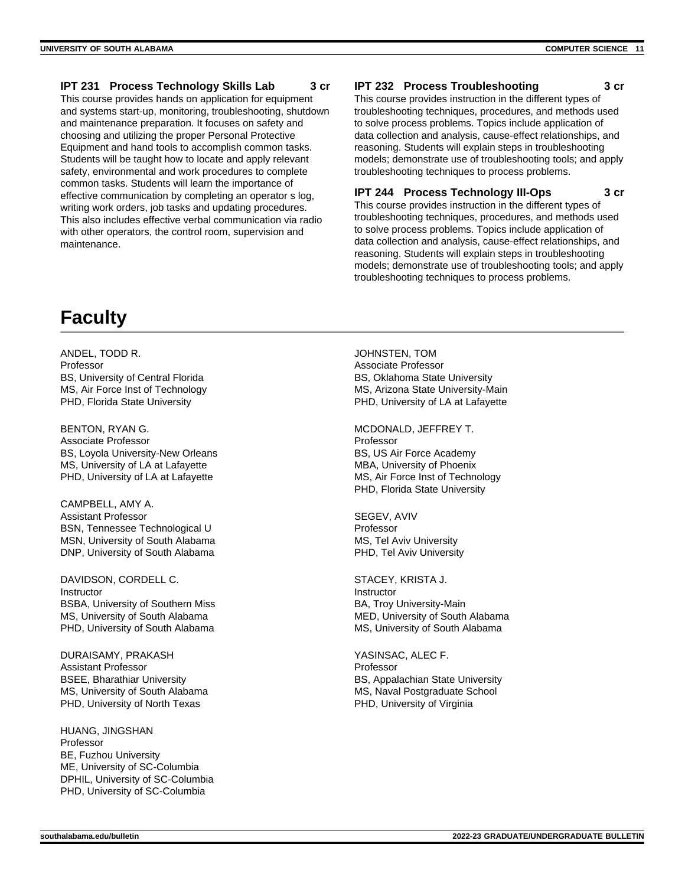**IPT 231 Process Technology Skills Lab 3 cr**

This course provides hands on application for equipment and systems start-up, monitoring, troubleshooting, shutdown and maintenance preparation. It focuses on safety and choosing and utilizing the proper Personal Protective Equipment and hand tools to accomplish common tasks. Students will be taught how to locate and apply relevant safety, environmental and work procedures to complete common tasks. Students will learn the importance of effective communication by completing an operator s log, writing work orders, job tasks and updating procedures. This also includes effective verbal communication via radio with other operators, the control room, supervision and maintenance.

**IPT 232 Process Troubleshooting 3 cr**

This course provides instruction in the different types of troubleshooting techniques, procedures, and methods used to solve process problems. Topics include application of data collection and analysis, cause-effect relationships, and reasoning. Students will explain steps in troubleshooting models; demonstrate use of troubleshooting tools; and apply troubleshooting techniques to process problems.

**IPT 244 Process Technology III-Ops 3 cr**

This course provides instruction in the different types of troubleshooting techniques, procedures, and methods used to solve process problems. Topics include application of data collection and analysis, cause-effect relationships, and reasoning. Students will explain steps in troubleshooting models; demonstrate use of troubleshooting tools; and apply troubleshooting techniques to process problems.

# Faculty

ANDEL, TODD R.
Professor
BS, University of Central Florida
MS, Air Force Inst of Technology
PHD, Florida State University

BENTON, RYAN G.
Associate Professor
BS, Loyola University-New Orleans
MS, University of LA at Lafayette
PHD, University of LA at Lafayette

CAMPBELL, AMY A.
Assistant Professor
BSN, Tennessee Technological U
MSN, University of South Alabama
DNP, University of South Alabama

DAVIDSON, CORDELL C.
Instructor
BSBA, University of Southern Miss
MS, University of South Alabama
PHD, University of South Alabama

DURAISAMY, PRAKASH
Assistant Professor
BSEE, Bharathiar University
MS, University of South Alabama
PHD, University of North Texas

HUANG, JINGSHAN
Professor
BE, Fuzhou University
ME, University of SC-Columbia
DPHIL, University of SC-Columbia
PHD, University of SC-Columbia

JOHNSTEN, TOM
Associate Professor
BS, Oklahoma State University
MS, Arizona State University-Main
PHD, University of LA at Lafayette

MCDONALD, JEFFREY T.
Professor
BS, US Air Force Academy
MBA, University of Phoenix
MS, Air Force Inst of Technology
PHD, Florida State University

SEGEV, AVIV
Professor
MS, Tel Aviv University
PHD, Tel Aviv University

STACEY, KRISTA J.
Instructor
BA, Troy University-Main
MED, University of South Alabama
MS, University of South Alabama

YASINSAC, ALEC F.
Professor
BS, Appalachian State University
MS, Naval Postgraduate School
PHD, University of Virginia